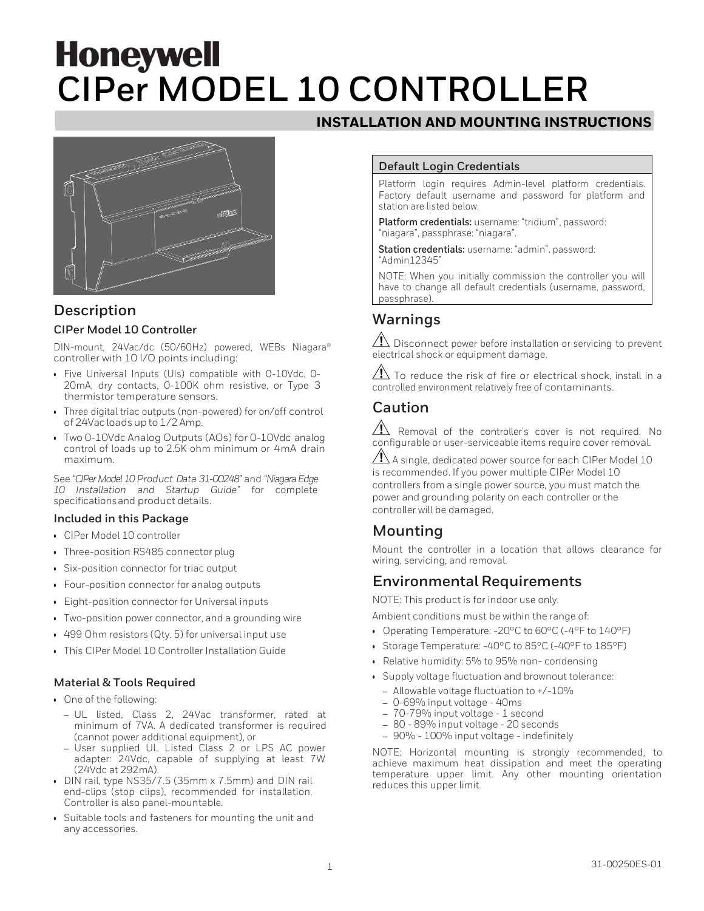# Honeywell
# CIPer MODEL 10 CONTROLLER

## INSTALLATION AND MOUNTING INSTRUCTIONS

## Description

### CIPer Model 10 Controller

DIN-mount, 24Vac/dc (50/60Hz) powered, WEBs Niagara® controller with 10 I/O points including:

- Five Universal Inputs (UIs) compatible with 0-10Vdc, 0-20mA, dry contacts, 0-100K ohm resistive, or Type 3 thermistor temperature sensors.
- Three digital triac outputs (non-powered) for on/off control of 24Vac loads up to 1/2 Amp.
- Two 0-10Vdc Analog Outputs (AOs) for 0-10Vdc analog control of loads up to 2.5K ohm minimum or 4mA drain maximum.

See "*CIPer Model 10 Product Data 31-00248*" and "*Niagara Edge 10 Installation and Startup Guide*" for complete specifications and product details.

### Included in this Package

- CIPer Model 10 controller
- Three-position RS485 connector plug
- Six-position connector for triac output
- Four-position connector for analog outputs
- Eight-position connector for Universal inputs
- Two-position power connector, and a grounding wire
- 499 Ohm resistors (Qty. 5) for universal input use
- This CIPer Model 10 Controller Installation Guide

### Material & Tools Required

- One of the following:
  - UL listed, Class 2, 24Vac transformer, rated at minimum of 7VA. A dedicated transformer is required (cannot power additional equipment), or
  - User supplied UL Listed Class 2 or LPS AC power adapter: 24Vdc, capable of supplying at least 7W (24Vdc at 292mA).
- DIN rail, type NS35/7.5 (35mm x 7.5mm) and DIN rail end-clips (stop clips), recommended for installation. Controller is also panel-mountable.
- Suitable tools and fasteners for mounting the unit and any accessories.

### Default Login Credentials

Platform login requires Admin-level platform credentials. Factory default username and password for platform and station are listed below.

**Platform credentials:** username: "tridium", password: "niagara", passphrase: "niagara".

**Station credentials:** username: "admin". password: "Admin12345"

NOTE: When you initially commission the controller you will have to change all default credentials (username, password, passphrase).

## Warnings

⚠ Disconnect power before installation or servicing to prevent electrical shock or equipment damage.

⚠ To reduce the risk of fire or electrical shock, install in a controlled environment relatively free of contaminants.

## Caution

⚠ Removal of the controller's cover is not required. No configurable or user-serviceable items require cover removal.

⚠ A single, dedicated power source for each CIPer Model 10 is recommended. If you power multiple CIPer Model 10 controllers from a single power source, you must match the power and grounding polarity on each controller or the controller will be damaged.

## Mounting

Mount the controller in a location that allows clearance for wiring, servicing, and removal.

## Environmental Requirements

NOTE: This product is for indoor use only.

Ambient conditions must be within the range of:

- Operating Temperature: -20°C to 60°C (-4°F to 140°F)
- Storage Temperature: -40°C to 85°C (-40°F to 185°F)
- Relative humidity: 5% to 95% non- condensing
- Supply voltage fluctuation and brownout tolerance:
  - Allowable voltage fluctuation to +/-10%
  - 0-69% input voltage - 40ms
  - 70-79% input voltage - 1 second
  - 80 - 89% input voltage - 20 seconds
  - 90% - 100% input voltage - indefinitely

NOTE: Horizontal mounting is strongly recommended, to achieve maximum heat dissipation and meet the operating temperature upper limit. Any other mounting orientation reduces this upper limit.

31-00250ES-01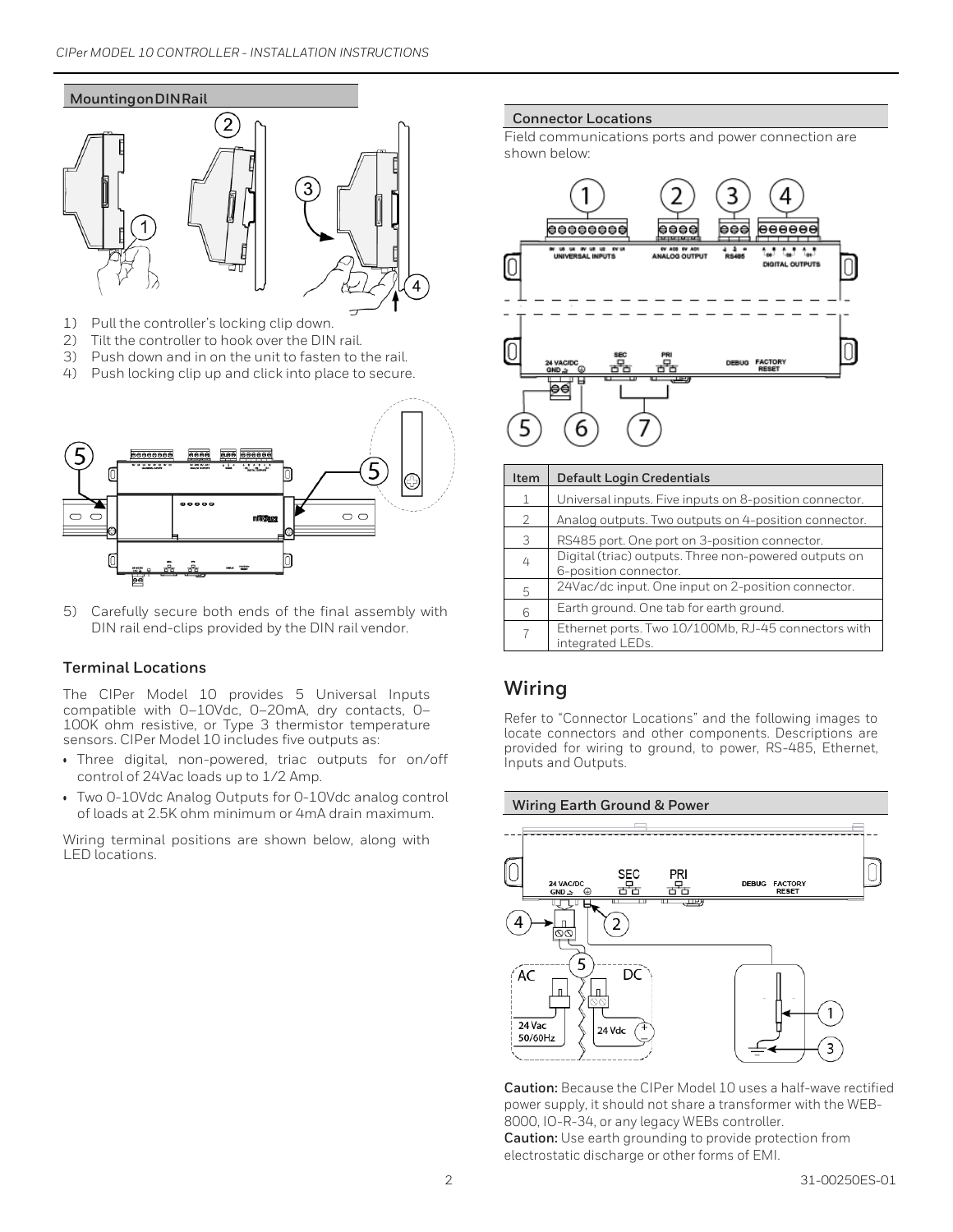### Mounting on DIN Rail

1) Pull the controller's locking clip down.
2) Tilt the controller to hook over the DIN rail.
3) Push down and in on the unit to fasten to the rail.
4) Push locking clip up and click into place to secure.

5) Carefully secure both ends of the final assembly with DIN rail end-clips provided by the DIN rail vendor.

### Terminal Locations

The CIPer Model 10 provides 5 Universal Inputs compatible with 0–10Vdc, 0–20mA, dry contacts, 0–100K ohm resistive, or Type 3 thermistor temperature sensors. CIPer Model 10 includes five outputs as:

- Three digital, non-powered, triac outputs for on/off control of 24Vac loads up to 1/2 Amp.
- Two 0-10Vdc Analog Outputs for 0-10Vdc analog control of loads at 2.5K ohm minimum or 4mA drain maximum.

Wiring terminal positions are shown below, along with LED locations.

### Connector Locations

Field communications ports and power connection are shown below:

| Item | Default Login Credentials |
|---|---|
| 1 | Universal inputs. Five inputs on 8-position connector. |
| 2 | Analog outputs. Two outputs on 4-position connector. |
| 3 | RS485 port. One port on 3-position connector. |
| 4 | Digital (triac) outputs. Three non-powered outputs on 6-position connector. |
| 5 | 24Vac/dc input. One input on 2-position connector. |
| 6 | Earth ground. One tab for earth ground. |
| 7 | Ethernet ports. Two 10/100Mb, RJ-45 connectors with integrated LEDs. |

## Wiring

Refer to "Connector Locations" and the following images to locate connectors and other components. Descriptions are provided for wiring to ground, to power, RS-485, Ethernet, Inputs and Outputs.

### Wiring Earth Ground & Power

**Caution:** Because the CIPer Model 10 uses a half-wave rectified power supply, it should not share a transformer with the WEB-8000, IO-R-34, or any legacy WEBs controller.

**Caution:** Use earth grounding to provide protection from electrostatic discharge or other forms of EMI.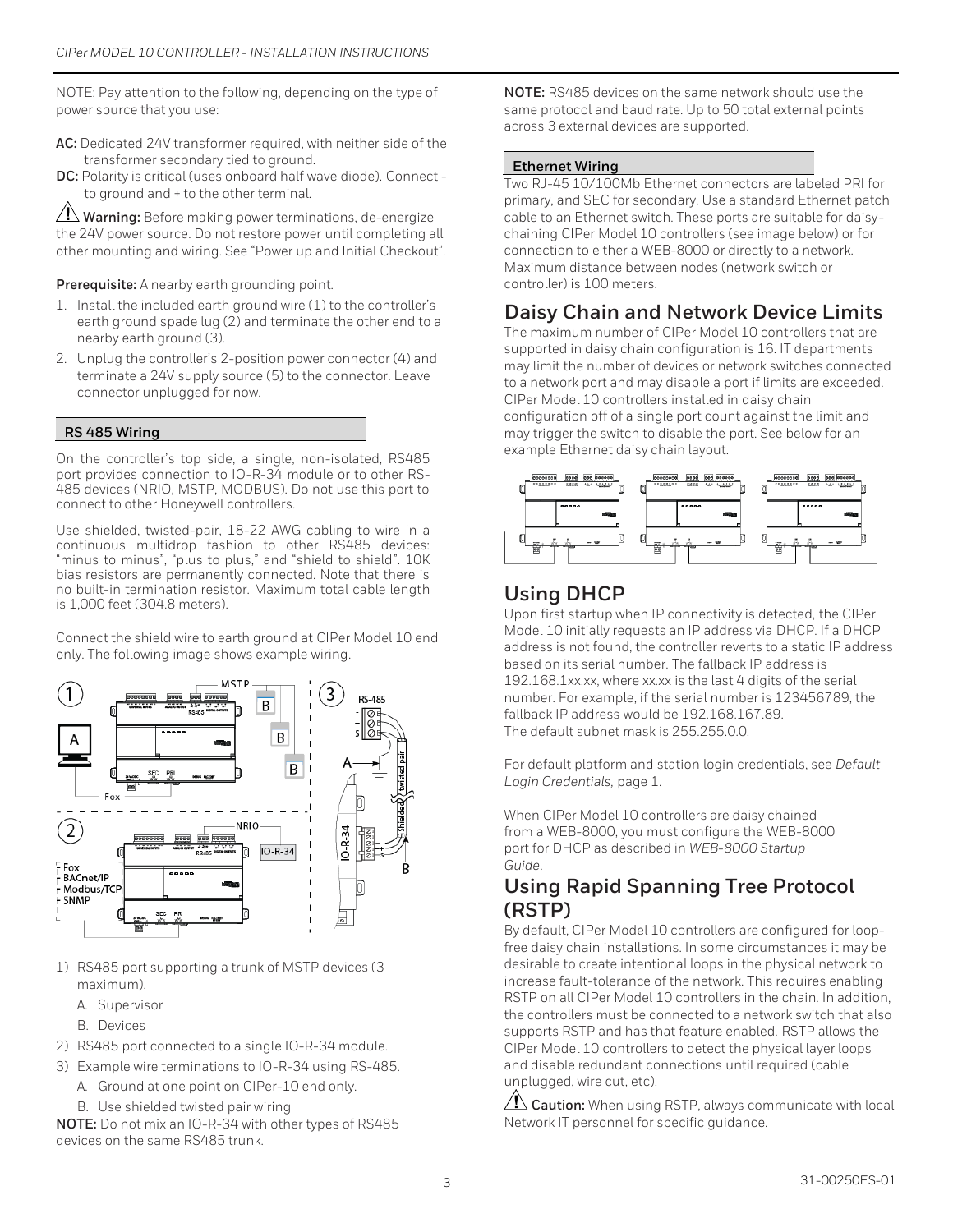NOTE: Pay attention to the following, depending on the type of power source that you use:

**AC:** Dedicated 24V transformer required, with neither side of the transformer secondary tied to ground.

**DC:** Polarity is critical (uses onboard half wave diode). Connect - to ground and + to the other terminal.

⚠ **Warning:** Before making power terminations, de-energize the 24V power source. Do not restore power until completing all other mounting and wiring. See "Power up and Initial Checkout".

**Prerequisite:** A nearby earth grounding point.

1. Install the included earth ground wire (1) to the controller's earth ground spade lug (2) and terminate the other end to a nearby earth ground (3).
2. Unplug the controller's 2-position power connector (4) and terminate a 24V supply source (5) to the connector. Leave connector unplugged for now.

### RS 485 Wiring

On the controller's top side, a single, non-isolated, RS485 port provides connection to IO-R-34 module or to other RS-485 devices (NRIO, MSTP, MODBUS). Do not use this port to connect to other Honeywell controllers.

Use shielded, twisted-pair, 18-22 AWG cabling to wire in a continuous multidrop fashion to other RS485 devices: "minus to minus", "plus to plus," and "shield to shield". 10K bias resistors are permanently connected. Note that there is no built-in termination resistor. Maximum total cable length is 1,000 feet (304.8 meters).

Connect the shield wire to earth ground at CIPer Model 10 end only. The following image shows example wiring.

1) RS485 port supporting a trunk of MSTP devices (3 maximum).
   - A. Supervisor
   - B. Devices
2) RS485 port connected to a single IO-R-34 module.
3) Example wire terminations to IO-R-34 using RS-485.
   - A. Ground at one point on CIPer-10 end only.
   - B. Use shielded twisted pair wiring

**NOTE:** Do not mix an IO-R-34 with other types of RS485 devices on the same RS485 trunk.

**NOTE:** RS485 devices on the same network should use the same protocol and baud rate. Up to 50 total external points across 3 external devices are supported.

### Ethernet Wiring

Two RJ-45 10/100Mb Ethernet connectors are labeled PRI for primary, and SEC for secondary. Use a standard Ethernet patch cable to an Ethernet switch. These ports are suitable for daisy-chaining CIPer Model 10 controllers (see image below) or for connection to either a WEB-8000 or directly to a network. Maximum distance between nodes (network switch or controller) is 100 meters.

## Daisy Chain and Network Device Limits

The maximum number of CIPer Model 10 controllers that are supported in daisy chain configuration is 16. IT departments may limit the number of devices or network switches connected to a network port and may disable a port if limits are exceeded. CIPer Model 10 controllers installed in daisy chain configuration off of a single port count against the limit and may trigger the switch to disable the port. See below for an example Ethernet daisy chain layout.

## Using DHCP

Upon first startup when IP connectivity is detected, the CIPer Model 10 initially requests an IP address via DHCP. If a DHCP address is not found, the controller reverts to a static IP address based on its serial number. The fallback IP address is 192.168.1xx.xx, where xx.xx is the last 4 digits of the serial number. For example, if the serial number is 123456789, the fallback IP address would be 192.168.167.89.
The default subnet mask is 255.255.0.0.

For default platform and station login credentials, see *Default Login Credentials*, page 1.

When CIPer Model 10 controllers are daisy chained from a WEB-8000, you must configure the WEB-8000 port for DHCP as described in *WEB-8000 Startup Guide*.

## Using Rapid Spanning Tree Protocol (RSTP)

By default, CIPer Model 10 controllers are configured for loop-free daisy chain installations. In some circumstances it may be desirable to create intentional loops in the physical network to increase fault-tolerance of the network. This requires enabling RSTP on all CIPer Model 10 controllers in the chain. In addition, the controllers must be connected to a network switch that also supports RSTP and has that feature enabled. RSTP allows the CIPer Model 10 controllers to detect the physical layer loops and disable redundant connections until required (cable unplugged, wire cut, etc).

⚠ **Caution:** When using RSTP, always communicate with local Network IT personnel for specific guidance.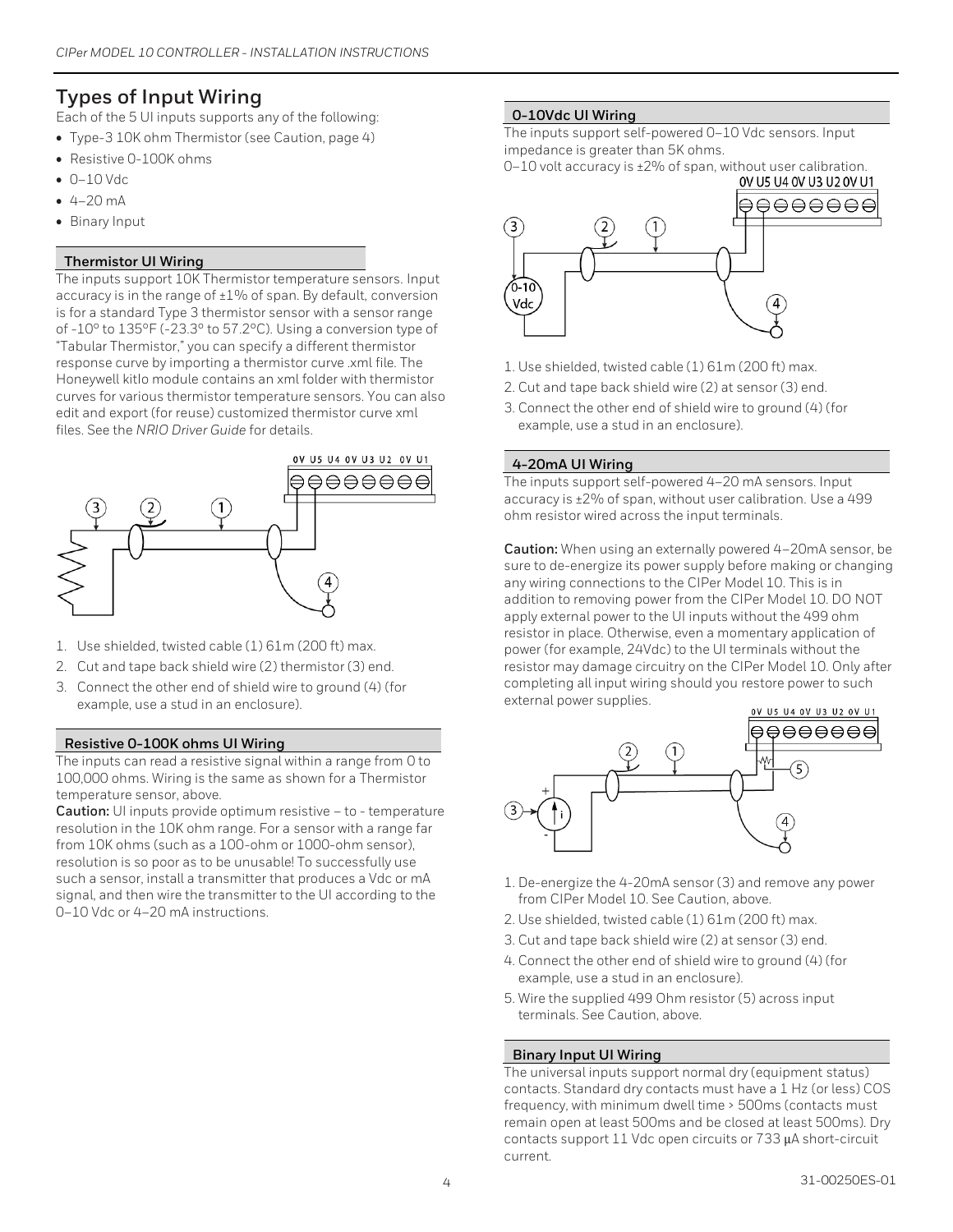## Types of Input Wiring

Each of the 5 UI inputs supports any of the following:

- Type-3 10K ohm Thermistor (see Caution, page 4)
- Resistive 0-100K ohms
- 0–10 Vdc
- 4–20 mA
- Binary Input

### Thermistor UI Wiring

The inputs support 10K Thermistor temperature sensors. Input accuracy is in the range of ±1% of span. By default, conversion is for a standard Type 3 thermistor sensor with a sensor range of -10° to 135°F (-23.3° to 57.2°C). Using a conversion type of "Tabular Thermistor," you can specify a different thermistor response curve by importing a thermistor curve .xml file. The Honeywell kitIo module contains an xml folder with thermistor curves for various thermistor temperature sensors. You can also edit and export (for reuse) customized thermistor curve xml files. See the *NRIO Driver Guide* for details.

1. Use shielded, twisted cable (1) 61m (200 ft) max.
2. Cut and tape back shield wire (2) thermistor (3) end.
3. Connect the other end of shield wire to ground (4) (for example, use a stud in an enclosure).

### Resistive 0-100K ohms UI Wiring

The inputs can read a resistive signal within a range from 0 to 100,000 ohms. Wiring is the same as shown for a Thermistor temperature sensor, above.

**Caution:** UI inputs provide optimum resistive – to - temperature resolution in the 10K ohm range. For a sensor with a range far from 10K ohms (such as a 100-ohm or 1000-ohm sensor), resolution is so poor as to be unusable! To successfully use such a sensor, install a transmitter that produces a Vdc or mA signal, and then wire the transmitter to the UI according to the 0–10 Vdc or 4–20 mA instructions.

### 0-10Vdc UI Wiring

The inputs support self-powered 0–10 Vdc sensors. Input impedance is greater than 5K ohms.

0–10 volt accuracy is ±2% of span, without user calibration.

1. Use shielded, twisted cable (1) 61m (200 ft) max.
2. Cut and tape back shield wire (2) at sensor (3) end.
3. Connect the other end of shield wire to ground (4) (for example, use a stud in an enclosure).

### 4-20mA UI Wiring

The inputs support self-powered 4–20 mA sensors. Input accuracy is ±2% of span, without user calibration. Use a 499 ohm resistor wired across the input terminals.

**Caution:** When using an externally powered 4–20mA sensor, be sure to de-energize its power supply before making or changing any wiring connections to the CIPer Model 10. This is in addition to removing power from the CIPer Model 10. DO NOT apply external power to the UI inputs without the 499 ohm resistor in place. Otherwise, even a momentary application of power (for example, 24Vdc) to the UI terminals without the resistor may damage circuitry on the CIPer Model 10. Only after completing all input wiring should you restore power to such external power supplies.

1. De-energize the 4-20mA sensor (3) and remove any power from CIPer Model 10. See Caution, above.
2. Use shielded, twisted cable (1) 61m (200 ft) max.
3. Cut and tape back shield wire (2) at sensor (3) end.
4. Connect the other end of shield wire to ground (4) (for example, use a stud in an enclosure).
5. Wire the supplied 499 Ohm resistor (5) across input terminals. See Caution, above.

### Binary Input UI Wiring

The universal inputs support normal dry (equipment status) contacts. Standard dry contacts must have a 1 Hz (or less) COS frequency, with minimum dwell time > 500ms (contacts must remain open at least 500ms and be closed at least 500ms). Dry contacts support 11 Vdc open circuits or 733 μA short-circuit current.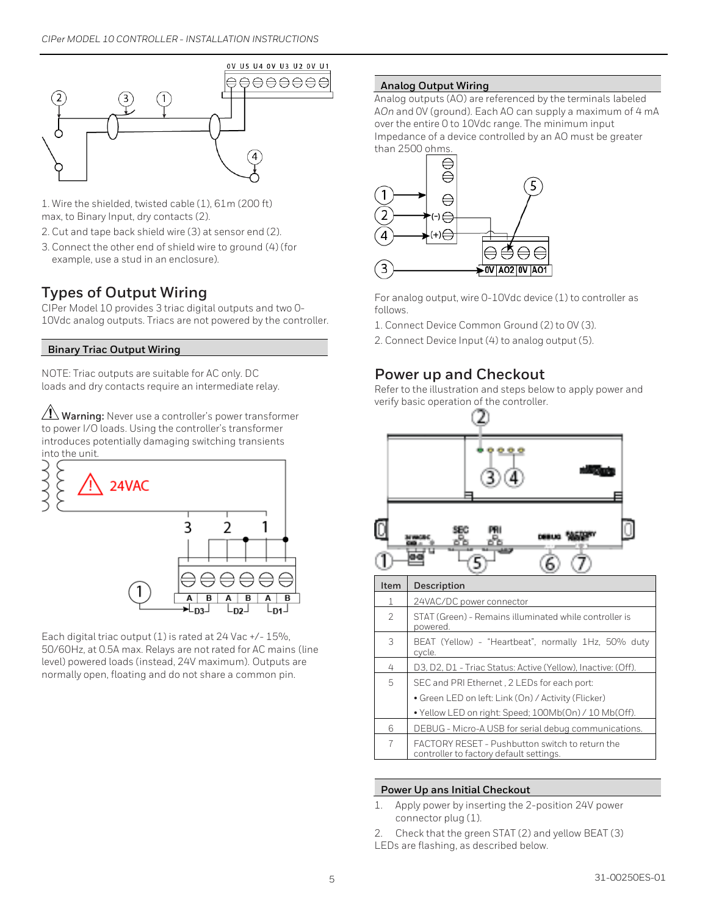1. Wire the shielded, twisted cable (1), 61m (200 ft) max, to Binary Input, dry contacts (2).
2. Cut and tape back shield wire (3) at sensor end (2).
3. Connect the other end of shield wire to ground (4) (for example, use a stud in an enclosure).

## Types of Output Wiring

CIPer Model 10 provides 3 triac digital outputs and two 0-10Vdc analog outputs. Triacs are not powered by the controller.

### Binary Triac Output Wiring

NOTE: Triac outputs are suitable for AC only. DC loads and dry contacts require an intermediate relay.

⚠ **Warning:** Never use a controller's power transformer to power I/O loads. Using the controller's transformer introduces potentially damaging switching transients into the unit.

Each digital triac output (1) is rated at 24 Vac +/- 15%, 50/60Hz, at 0.5A max. Relays are not rated for AC mains (line level) powered loads (instead, 24V maximum). Outputs are normally open, floating and do not share a common pin.

### Analog Output Wiring

Analog outputs (AO) are referenced by the terminals labeled AO*n* and 0V (ground). Each AO can supply a maximum of 4 mA over the entire 0 to 10Vdc range. The minimum input Impedance of a device controlled by an AO must be greater than 2500 ohms.

For analog output, wire 0-10Vdc device (1) to controller as follows.

1. Connect Device Common Ground (2) to 0V (3).
2. Connect Device Input (4) to analog output (5).

## Power up and Checkout

Refer to the illustration and steps below to apply power and verify basic operation of the controller.

| Item | Description |
|---|---|
| 1 | 24VAC/DC power connector |
| 2 | STAT (Green) - Remains illuminated while controller is powered. |
| 3 | BEAT (Yellow) - "Heartbeat", normally 1Hz, 50% duty cycle. |
| 4 | D3, D2, D1 - Triac Status: Active (Yellow), Inactive: (Off). |
| 5 | SEC and PRI Ethernet , 2 LEDs for each port:<br>• Green LED on left: Link (On) / Activity (Flicker)<br>• Yellow LED on right: Speed; 100Mb(On) / 10 Mb(Off). |
| 6 | DEBUG - Micro-A USB for serial debug communications. |
| 7 | FACTORY RESET - Pushbutton switch to return the controller to factory default settings. |

### Power Up ans Initial Checkout

1. Apply power by inserting the 2-position 24V power connector plug (1).
2. Check that the green STAT (2) and yellow BEAT (3) LEDs are flashing, as described below.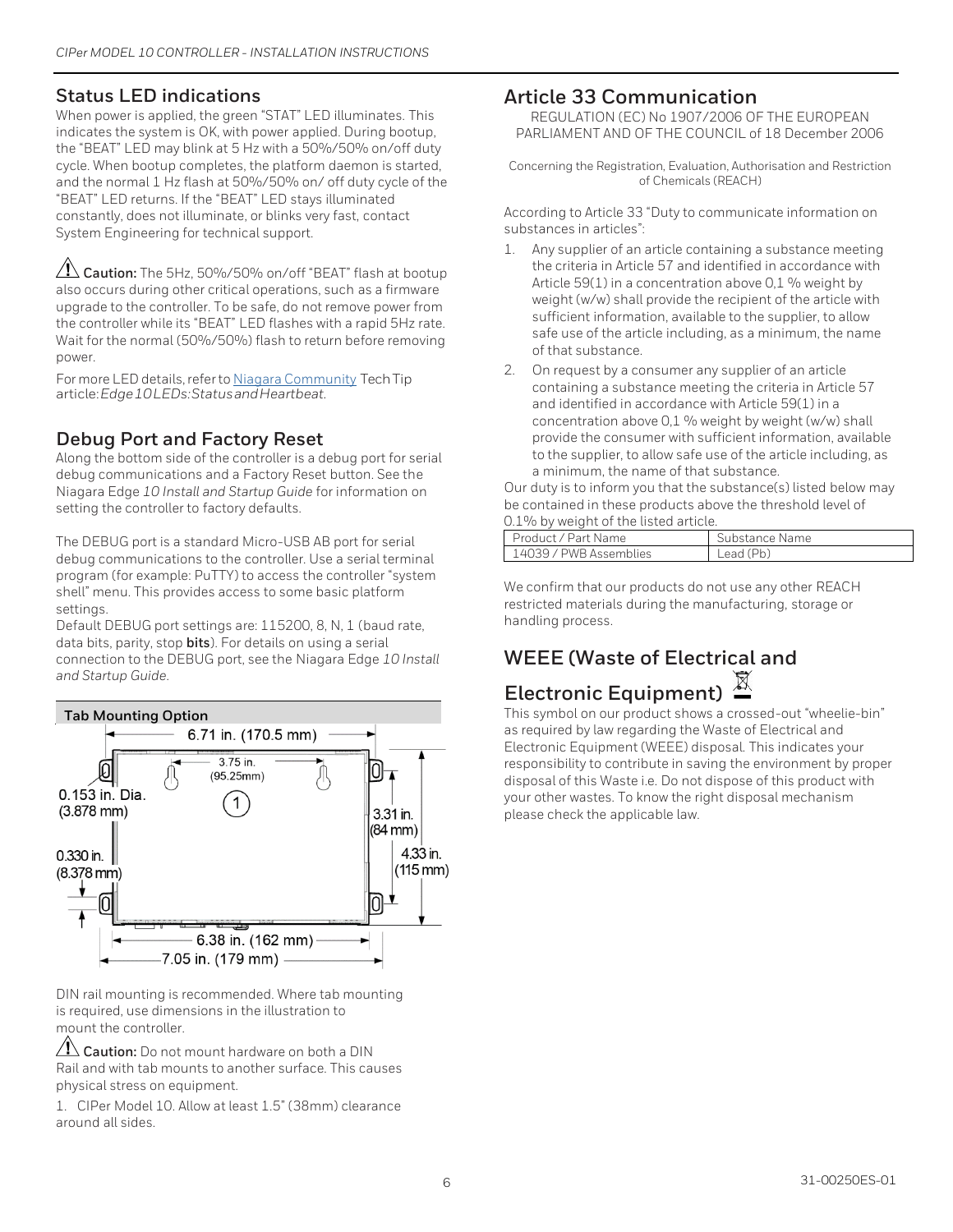## Status LED indications

When power is applied, the green "STAT" LED illuminates. This indicates the system is OK, with power applied. During bootup, the "BEAT" LED may blink at 5 Hz with a 50%/50% on/off duty cycle. When bootup completes, the platform daemon is started, and the normal 1 Hz flash at 50%/50% on/ off duty cycle of the "BEAT" LED returns. If the "BEAT" LED stays illuminated constantly, does not illuminate, or blinks very fast, contact System Engineering for technical support.

**Caution:** The 5Hz, 50%/50% on/off "BEAT" flash at bootup also occurs during other critical operations, such as a firmware upgrade to the controller. To be safe, do not remove power from the controller while its "BEAT" LED flashes with a rapid 5Hz rate. Wait for the normal (50%/50%) flash to return before removing power.

For more LED details, refer to Niagara Community TechTip article: *Edge10 LEDs: Status and Heartbeat.*

## Debug Port and Factory Reset

Along the bottom side of the controller is a debug port for serial debug communications and a Factory Reset button. See the Niagara Edge *10 Install and Startup Guide* for information on setting the controller to factory defaults.

The DEBUG port is a standard Micro-USB AB port for serial debug communications to the controller. Use a serial terminal program (for example: PuTTY) to access the controller "system shell" menu. This provides access to some basic platform settings.

Default DEBUG port settings are: 115200, 8, N, 1 (baud rate, data bits, parity, stop **bits**). For details on using a serial connection to the DEBUG port, see the Niagara Edge *10 Install and Startup Guide.*

**Tab Mounting Option**

6.71 in. (170.5 mm)
3.75 in. (95.25mm)
0.153 in. Dia. (3.878 mm)
3.31 in. (84 mm)
4.33 in. (115 mm)
0.330 in. (8.378 mm)
6.38 in. (162 mm)
7.05 in. (179 mm)

DIN rail mounting is recommended. Where tab mounting is required, use dimensions in the illustration to mount the controller.

**Caution:** Do not mount hardware on both a DIN Rail and with tab mounts to another surface. This causes physical stress on equipment.

1. CIPer Model 10. Allow at least 1.5" (38mm) clearance around all sides.

## Article 33 Communication

REGULATION (EC) No 1907/2006 OF THE EUROPEAN PARLIAMENT AND OF THE COUNCIL of 18 December 2006

Concerning the Registration, Evaluation, Authorisation and Restriction of Chemicals (REACH)

According to Article 33 "Duty to communicate information on substances in articles":

1. Any supplier of an article containing a substance meeting the criteria in Article 57 and identified in accordance with Article 59(1) in a concentration above 0,1 % weight by weight (w/w) shall provide the recipient of the article with sufficient information, available to the supplier, to allow safe use of the article including, as a minimum, the name of that substance.
2. On request by a consumer any supplier of an article containing a substance meeting the criteria in Article 57 and identified in accordance with Article 59(1) in a concentration above 0,1 % weight by weight (w/w) shall provide the consumer with sufficient information, available to the supplier, to allow safe use of the article including, as a minimum, the name of that substance.

Our duty is to inform you that the substance(s) listed below may be contained in these products above the threshold level of 0.1% by weight of the listed article.

| Product / Part Name | Substance Name |
| --- | --- |
| 14039 / PWB Assemblies | Lead (Pb) |

We confirm that our products do not use any other REACH restricted materials during the manufacturing, storage or handling process.

## WEEE (Waste of Electrical and Electronic Equipment)

This symbol on our product shows a crossed-out "wheelie-bin" as required by law regarding the Waste of Electrical and Electronic Equipment (WEEE) disposal. This indicates your responsibility to contribute in saving the environment by proper disposal of this Waste i.e. Do not dispose of this product with your other wastes. To know the right disposal mechanism please check the applicable law.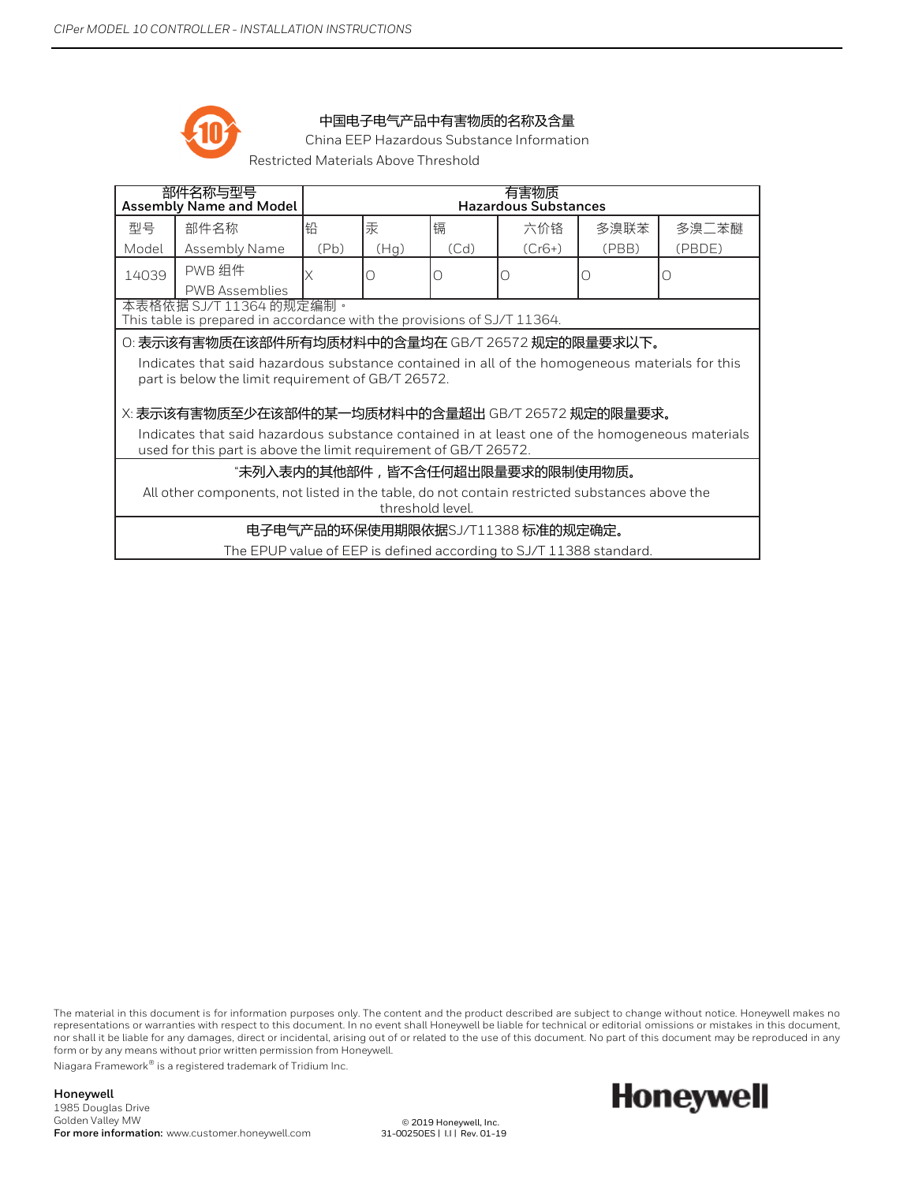中国电子电气产品中有害物质的名称及含量

China EEP Hazardous Substance Information

Restricted Materials Above Threshold

| 部件名称与型号<br>**Assembly Name and Model** | | 有害物质<br>**Hazardous Substances** | | | | | |
|---|---|---|---|---|---|---|---|
| 型号<br>Model | 部件名称<br>Assembly Name | 铅<br>(Pb) | 汞<br>(Hg) | 镉<br>(Cd) | 六价铬<br>(Cr6+) | 多溴联苯<br>(PBB) | 多溴二苯醚<br>(PBDE) |
| 14039 | PWB 组件<br>PWB Assemblies | X | O | O | O | O | O |
| 本表格依据 SJ/T 11364 的规定编制。<br>This table is prepared in accordance with the provisions of SJ/T 11364. | | | | | | | |
| O: **表示该有害物质在该部件所有均质材料中的含量均在** GB/T 26572 **规定的限量要求以下。**<br>Indicates that said hazardous substance contained in all of the homogeneous materials for this part is below the limit requirement of GB/T 26572.<br>X: **表示该有害物质至少在该部件的某一均质材料中的含量超出** GB/T 26572 **规定的限量要求。**<br>Indicates that said hazardous substance contained in at least one of the homogeneous materials used for this part is above the limit requirement of GB/T 26572. | | | | | | | |
| **"未列入表内的其他部件，皆不含任何超出限量要求的限制使用物质。**<br>All other components, not listed in the table, do not contain restricted substances above the threshold level. | | | | | | | |
| **电子电气产品的环保使用期限依据**SJ/T11388 **标准的规定确定。**<br>The EPUP value of EEP is defined according to SJ/T 11388 standard. | | | | | | | |

The material in this document is for information purposes only. The content and the product described are subject to change without notice. Honeywell makes no representations or warranties with respect to this document. In no event shall Honeywell be liable for technical or editorial omissions or mistakes in this document, nor shall it be liable for any damages, direct or incidental, arising out of or related to the use of this document. No part of this document may be reproduced in any form or by any means without prior written permission from Honeywell.

Niagara Framework® is a registered trademark of Tridium Inc.

**Honeywell**
1985 Douglas Drive
Golden Valley MW
**For more information:** www.customer.honeywell.com

© 2019 Honeywell, Inc.
31-00250ES | I.I | Rev. 01-19

**Honeywell**